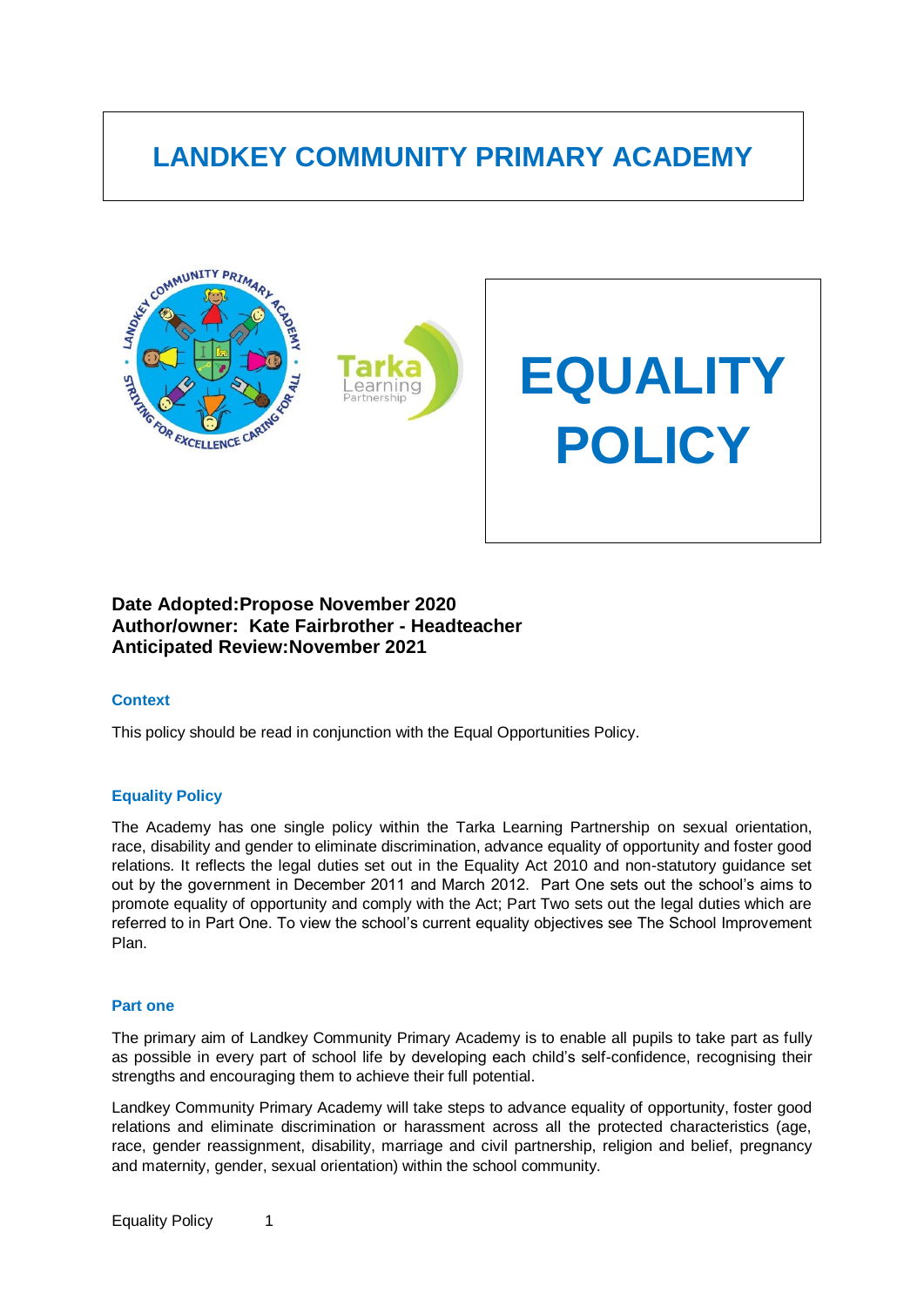# LANDKEY COMMUNITY PRIMARY ACADEMY

# EQUALITY POLICY

**Date Adopted:Propose November 2020**
**Author/owner: Kate Fairbrother - Headteacher**
**Anticipated Review:November 2021**

## Context

This policy should be read in conjunction with the Equal Opportunities Policy.

## Equality Policy

The Academy has one single policy within the Tarka Learning Partnership on sexual orientation, race, disability and gender to eliminate discrimination, advance equality of opportunity and foster good relations. It reflects the legal duties set out in the Equality Act 2010 and non-statutory guidance set out by the government in December 2011 and March 2012. Part One sets out the school's aims to promote equality of opportunity and comply with the Act; Part Two sets out the legal duties which are referred to in Part One. To view the school's current equality objectives see The School Improvement Plan.

## Part one

The primary aim of Landkey Community Primary Academy is to enable all pupils to take part as fully as possible in every part of school life by developing each child's self-confidence, recognising their strengths and encouraging them to achieve their full potential.

Landkey Community Primary Academy will take steps to advance equality of opportunity, foster good relations and eliminate discrimination or harassment across all the protected characteristics (age, race, gender reassignment, disability, marriage and civil partnership, religion and belief, pregnancy and maternity, gender, sexual orientation) within the school community.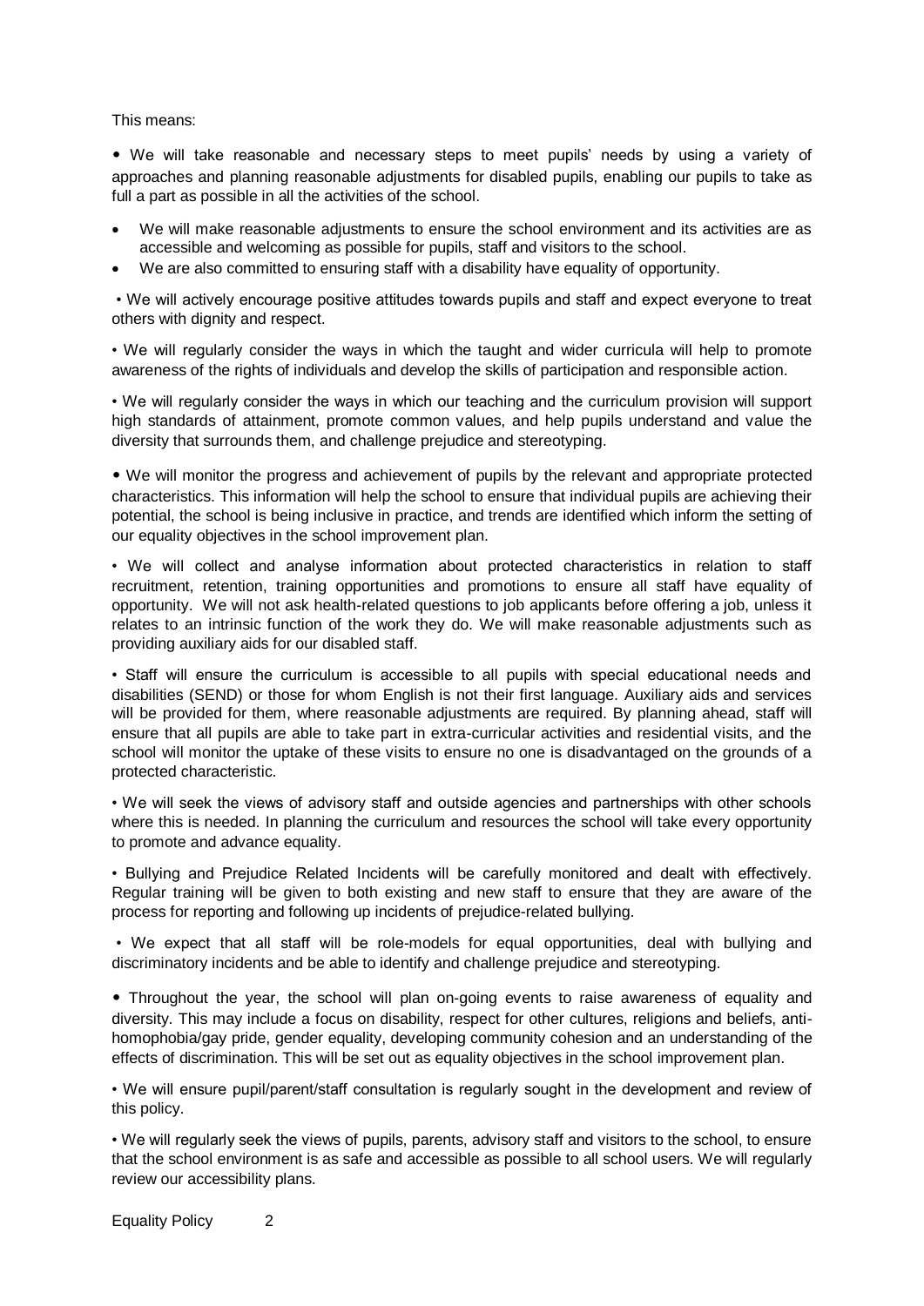This means:

- We will take reasonable and necessary steps to meet pupils' needs by using a variety of approaches and planning reasonable adjustments for disabled pupils, enabling our pupils to take as full a part as possible in all the activities of the school.
- We will make reasonable adjustments to ensure the school environment and its activities are as accessible and welcoming as possible for pupils, staff and visitors to the school.
- We are also committed to ensuring staff with a disability have equality of opportunity.
- We will actively encourage positive attitudes towards pupils and staff and expect everyone to treat others with dignity and respect.
- We will regularly consider the ways in which the taught and wider curricula will help to promote awareness of the rights of individuals and develop the skills of participation and responsible action.
- We will regularly consider the ways in which our teaching and the curriculum provision will support high standards of attainment, promote common values, and help pupils understand and value the diversity that surrounds them, and challenge prejudice and stereotyping.
- We will monitor the progress and achievement of pupils by the relevant and appropriate protected characteristics. This information will help the school to ensure that individual pupils are achieving their potential, the school is being inclusive in practice, and trends are identified which inform the setting of our equality objectives in the school improvement plan.
- We will collect and analyse information about protected characteristics in relation to staff recruitment, retention, training opportunities and promotions to ensure all staff have equality of opportunity. We will not ask health-related questions to job applicants before offering a job, unless it relates to an intrinsic function of the work they do. We will make reasonable adjustments such as providing auxiliary aids for our disabled staff.
- Staff will ensure the curriculum is accessible to all pupils with special educational needs and disabilities (SEND) or those for whom English is not their first language. Auxiliary aids and services will be provided for them, where reasonable adjustments are required. By planning ahead, staff will ensure that all pupils are able to take part in extra-curricular activities and residential visits, and the school will monitor the uptake of these visits to ensure no one is disadvantaged on the grounds of a protected characteristic.
- We will seek the views of advisory staff and outside agencies and partnerships with other schools where this is needed. In planning the curriculum and resources the school will take every opportunity to promote and advance equality.
- Bullying and Prejudice Related Incidents will be carefully monitored and dealt with effectively. Regular training will be given to both existing and new staff to ensure that they are aware of the process for reporting and following up incidents of prejudice-related bullying.
- We expect that all staff will be role-models for equal opportunities, deal with bullying and discriminatory incidents and be able to identify and challenge prejudice and stereotyping.
- Throughout the year, the school will plan on-going events to raise awareness of equality and diversity. This may include a focus on disability, respect for other cultures, religions and beliefs, anti-homophobia/gay pride, gender equality, developing community cohesion and an understanding of the effects of discrimination. This will be set out as equality objectives in the school improvement plan.
- We will ensure pupil/parent/staff consultation is regularly sought in the development and review of this policy.
- We will regularly seek the views of pupils, parents, advisory staff and visitors to the school, to ensure that the school environment is as safe and accessible as possible to all school users. We will regularly review our accessibility plans.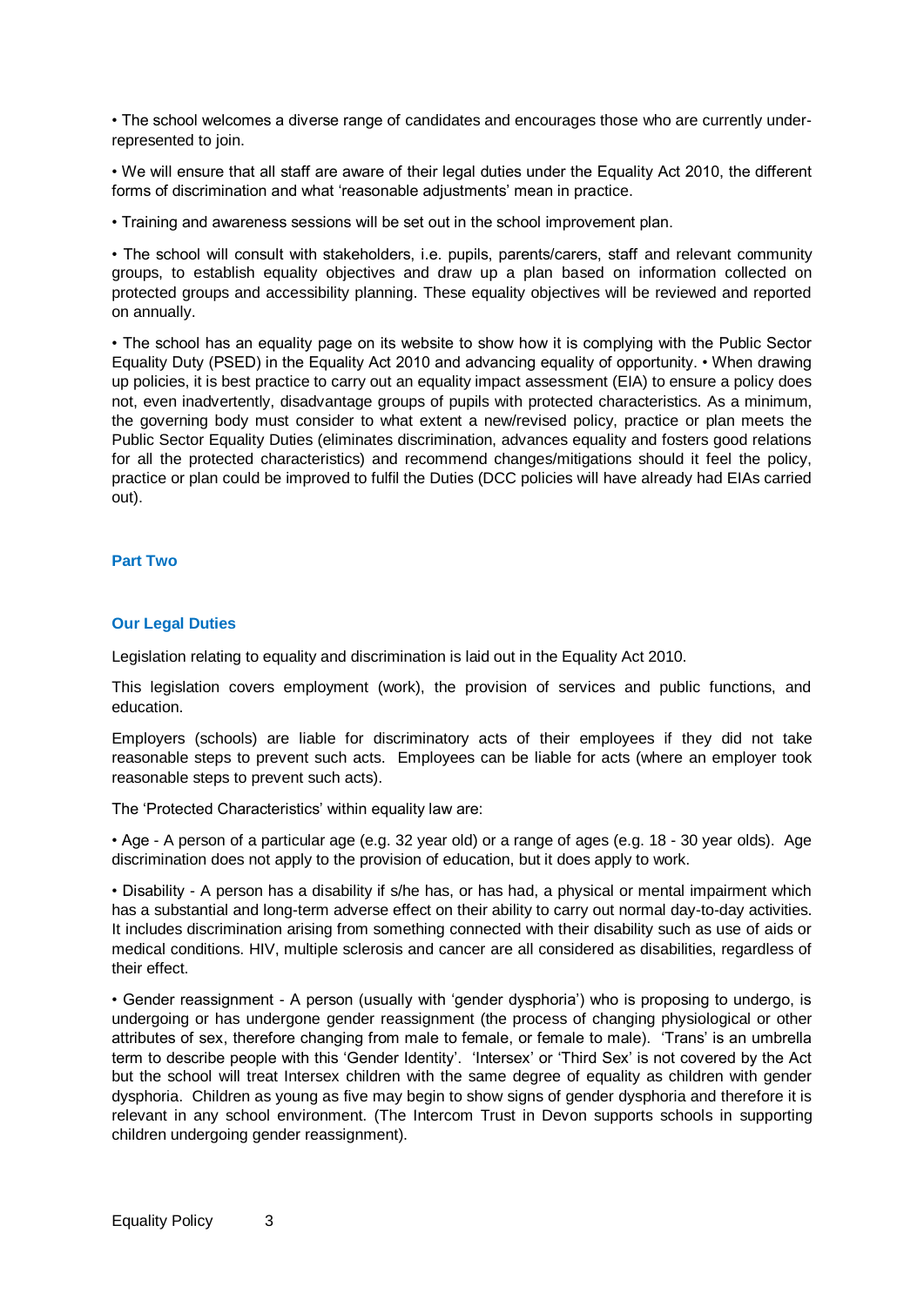• The school welcomes a diverse range of candidates and encourages those who are currently under-represented to join.

• We will ensure that all staff are aware of their legal duties under the Equality Act 2010, the different forms of discrimination and what 'reasonable adjustments' mean in practice.

• Training and awareness sessions will be set out in the school improvement plan.

• The school will consult with stakeholders, i.e. pupils, parents/carers, staff and relevant community groups, to establish equality objectives and draw up a plan based on information collected on protected groups and accessibility planning. These equality objectives will be reviewed and reported on annually.

• The school has an equality page on its website to show how it is complying with the Public Sector Equality Duty (PSED) in the Equality Act 2010 and advancing equality of opportunity. • When drawing up policies, it is best practice to carry out an equality impact assessment (EIA) to ensure a policy does not, even inadvertently, disadvantage groups of pupils with protected characteristics. As a minimum, the governing body must consider to what extent a new/revised policy, practice or plan meets the Public Sector Equality Duties (eliminates discrimination, advances equality and fosters good relations for all the protected characteristics) and recommend changes/mitigations should it feel the policy, practice or plan could be improved to fulfil the Duties (DCC policies will have already had EIAs carried out).

## Part Two

### Our Legal Duties

Legislation relating to equality and discrimination is laid out in the Equality Act 2010.

This legislation covers employment (work), the provision of services and public functions, and education.

Employers (schools) are liable for discriminatory acts of their employees if they did not take reasonable steps to prevent such acts. Employees can be liable for acts (where an employer took reasonable steps to prevent such acts).

The 'Protected Characteristics' within equality law are:

• Age - A person of a particular age (e.g. 32 year old) or a range of ages (e.g. 18 - 30 year olds). Age discrimination does not apply to the provision of education, but it does apply to work.

• Disability - A person has a disability if s/he has, or has had, a physical or mental impairment which has a substantial and long-term adverse effect on their ability to carry out normal day-to-day activities. It includes discrimination arising from something connected with their disability such as use of aids or medical conditions. HIV, multiple sclerosis and cancer are all considered as disabilities, regardless of their effect.

• Gender reassignment - A person (usually with 'gender dysphoria') who is proposing to undergo, is undergoing or has undergone gender reassignment (the process of changing physiological or other attributes of sex, therefore changing from male to female, or female to male). 'Trans' is an umbrella term to describe people with this 'Gender Identity'. 'Intersex' or 'Third Sex' is not covered by the Act but the school will treat Intersex children with the same degree of equality as children with gender dysphoria. Children as young as five may begin to show signs of gender dysphoria and therefore it is relevant in any school environment. (The Intercom Trust in Devon supports schools in supporting children undergoing gender reassignment).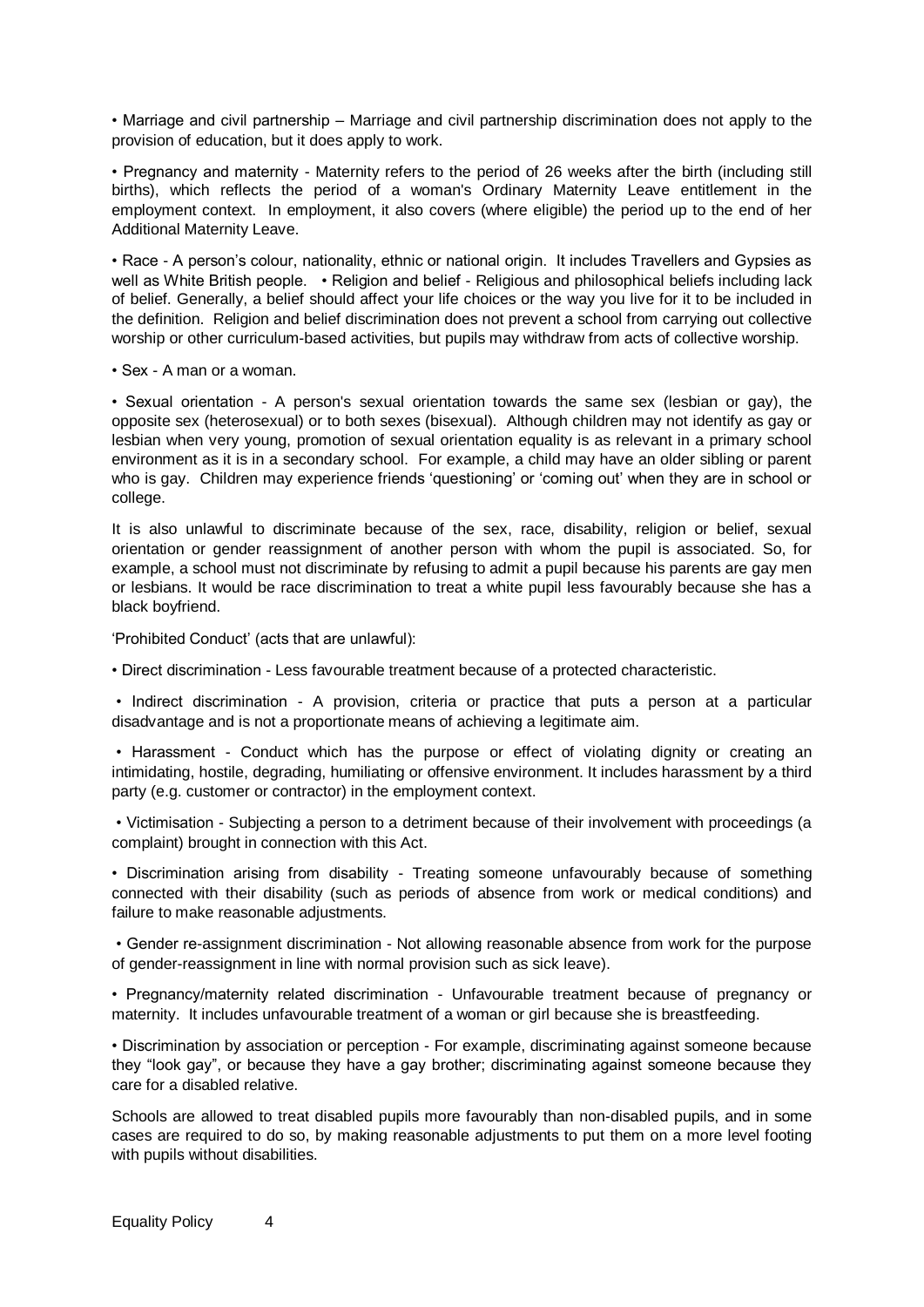- Marriage and civil partnership – Marriage and civil partnership discrimination does not apply to the provision of education, but it does apply to work.

- Pregnancy and maternity - Maternity refers to the period of 26 weeks after the birth (including still births), which reflects the period of a woman's Ordinary Maternity Leave entitlement in the employment context. In employment, it also covers (where eligible) the period up to the end of her Additional Maternity Leave.

- Race - A person's colour, nationality, ethnic or national origin. It includes Travellers and Gypsies as well as White British people.
- Religion and belief - Religious and philosophical beliefs including lack of belief. Generally, a belief should affect your life choices or the way you live for it to be included in the definition. Religion and belief discrimination does not prevent a school from carrying out collective worship or other curriculum-based activities, but pupils may withdraw from acts of collective worship.

- Sex - A man or a woman.

- Sexual orientation - A person's sexual orientation towards the same sex (lesbian or gay), the opposite sex (heterosexual) or to both sexes (bisexual). Although children may not identify as gay or lesbian when very young, promotion of sexual orientation equality is as relevant in a primary school environment as it is in a secondary school. For example, a child may have an older sibling or parent who is gay. Children may experience friends 'questioning' or 'coming out' when they are in school or college.

It is also unlawful to discriminate because of the sex, race, disability, religion or belief, sexual orientation or gender reassignment of another person with whom the pupil is associated. So, for example, a school must not discriminate by refusing to admit a pupil because his parents are gay men or lesbians. It would be race discrimination to treat a white pupil less favourably because she has a black boyfriend.

'Prohibited Conduct' (acts that are unlawful):

- Direct discrimination - Less favourable treatment because of a protected characteristic.

- Indirect discrimination - A provision, criteria or practice that puts a person at a particular disadvantage and is not a proportionate means of achieving a legitimate aim.

- Harassment - Conduct which has the purpose or effect of violating dignity or creating an intimidating, hostile, degrading, humiliating or offensive environment. It includes harassment by a third party (e.g. customer or contractor) in the employment context.

- Victimisation - Subjecting a person to a detriment because of their involvement with proceedings (a complaint) brought in connection with this Act.

- Discrimination arising from disability - Treating someone unfavourably because of something connected with their disability (such as periods of absence from work or medical conditions) and failure to make reasonable adjustments.

- Gender re-assignment discrimination - Not allowing reasonable absence from work for the purpose of gender-reassignment in line with normal provision such as sick leave).

- Pregnancy/maternity related discrimination - Unfavourable treatment because of pregnancy or maternity. It includes unfavourable treatment of a woman or girl because she is breastfeeding.

- Discrimination by association or perception - For example, discriminating against someone because they "look gay", or because they have a gay brother; discriminating against someone because they care for a disabled relative.

Schools are allowed to treat disabled pupils more favourably than non-disabled pupils, and in some cases are required to do so, by making reasonable adjustments to put them on a more level footing with pupils without disabilities.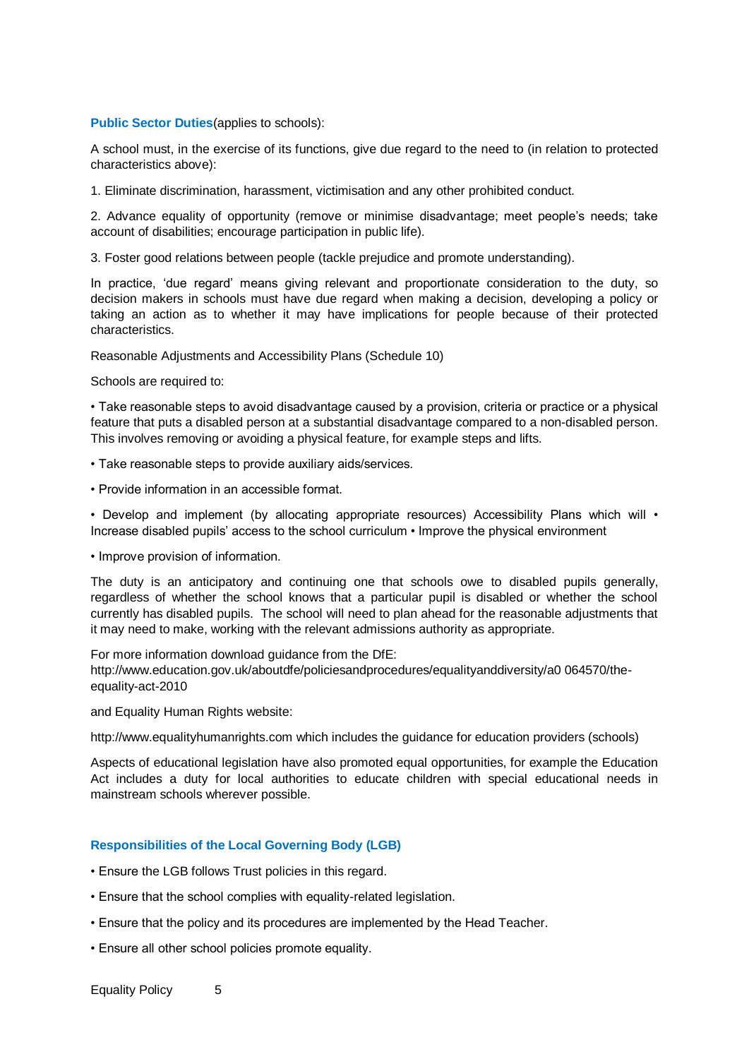**Public Sector Duties**(applies to schools):

A school must, in the exercise of its functions, give due regard to the need to (in relation to protected characteristics above):

1. Eliminate discrimination, harassment, victimisation and any other prohibited conduct.

2. Advance equality of opportunity (remove or minimise disadvantage; meet people's needs; take account of disabilities; encourage participation in public life).

3. Foster good relations between people (tackle prejudice and promote understanding).

In practice, 'due regard' means giving relevant and proportionate consideration to the duty, so decision makers in schools must have due regard when making a decision, developing a policy or taking an action as to whether it may have implications for people because of their protected characteristics.

Reasonable Adjustments and Accessibility Plans (Schedule 10)

Schools are required to:

- Take reasonable steps to avoid disadvantage caused by a provision, criteria or practice or a physical feature that puts a disabled person at a substantial disadvantage compared to a non-disabled person. This involves removing or avoiding a physical feature, for example steps and lifts.
- Take reasonable steps to provide auxiliary aids/services.
- Provide information in an accessible format.
- Develop and implement (by allocating appropriate resources) Accessibility Plans which will • Increase disabled pupils' access to the school curriculum • Improve the physical environment
- Improve provision of information.

The duty is an anticipatory and continuing one that schools owe to disabled pupils generally, regardless of whether the school knows that a particular pupil is disabled or whether the school currently has disabled pupils. The school will need to plan ahead for the reasonable adjustments that it may need to make, working with the relevant admissions authority as appropriate.

For more information download guidance from the DfE:
http://www.education.gov.uk/aboutdfe/policiesandprocedures/equalityanddiversity/a0 064570/the-equality-act-2010

and Equality Human Rights website:

http://www.equalityhumanrights.com which includes the guidance for education providers (schools)

Aspects of educational legislation have also promoted equal opportunities, for example the Education Act includes a duty for local authorities to educate children with special educational needs in mainstream schools wherever possible.

## Responsibilities of the Local Governing Body (LGB)

- Ensure the LGB follows Trust policies in this regard.
- Ensure that the school complies with equality-related legislation.
- Ensure that the policy and its procedures are implemented by the Head Teacher.
- Ensure all other school policies promote equality.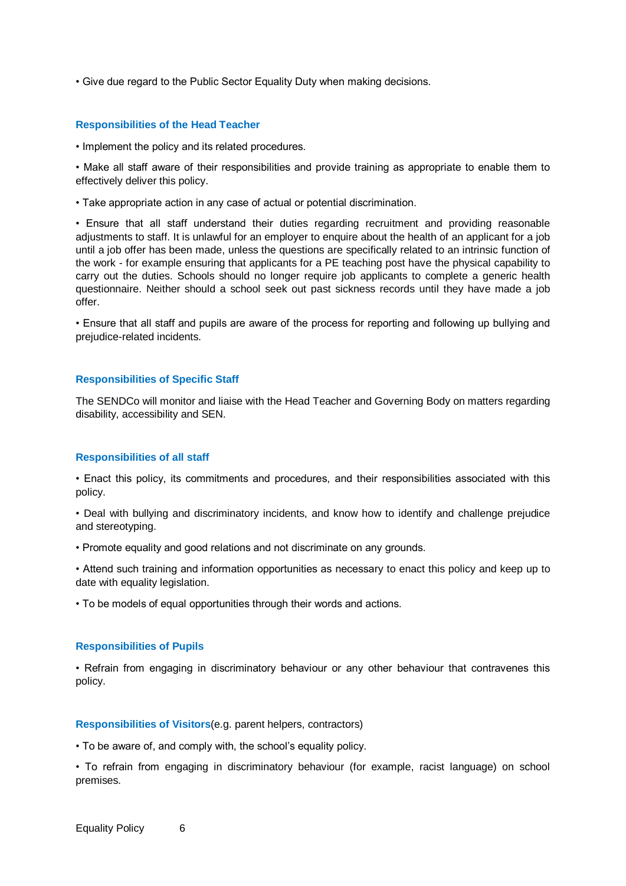- Give due regard to the Public Sector Equality Duty when making decisions.

### Responsibilities of the Head Teacher

- Implement the policy and its related procedures.
- Make all staff aware of their responsibilities and provide training as appropriate to enable them to effectively deliver this policy.
- Take appropriate action in any case of actual or potential discrimination.
- Ensure that all staff understand their duties regarding recruitment and providing reasonable adjustments to staff. It is unlawful for an employer to enquire about the health of an applicant for a job until a job offer has been made, unless the questions are specifically related to an intrinsic function of the work - for example ensuring that applicants for a PE teaching post have the physical capability to carry out the duties. Schools should no longer require job applicants to complete a generic health questionnaire. Neither should a school seek out past sickness records until they have made a job offer.
- Ensure that all staff and pupils are aware of the process for reporting and following up bullying and prejudice-related incidents.

### Responsibilities of Specific Staff

The SENDCo will monitor and liaise with the Head Teacher and Governing Body on matters regarding disability, accessibility and SEN.

### Responsibilities of all staff

- Enact this policy, its commitments and procedures, and their responsibilities associated with this policy.
- Deal with bullying and discriminatory incidents, and know how to identify and challenge prejudice and stereotyping.
- Promote equality and good relations and not discriminate on any grounds.
- Attend such training and information opportunities as necessary to enact this policy and keep up to date with equality legislation.
- To be models of equal opportunities through their words and actions.

### Responsibilities of Pupils

- Refrain from engaging in discriminatory behaviour or any other behaviour that contravenes this policy.

### Responsibilities of Visitors (e.g. parent helpers, contractors)

- To be aware of, and comply with, the school's equality policy.
- To refrain from engaging in discriminatory behaviour (for example, racist language) on school premises.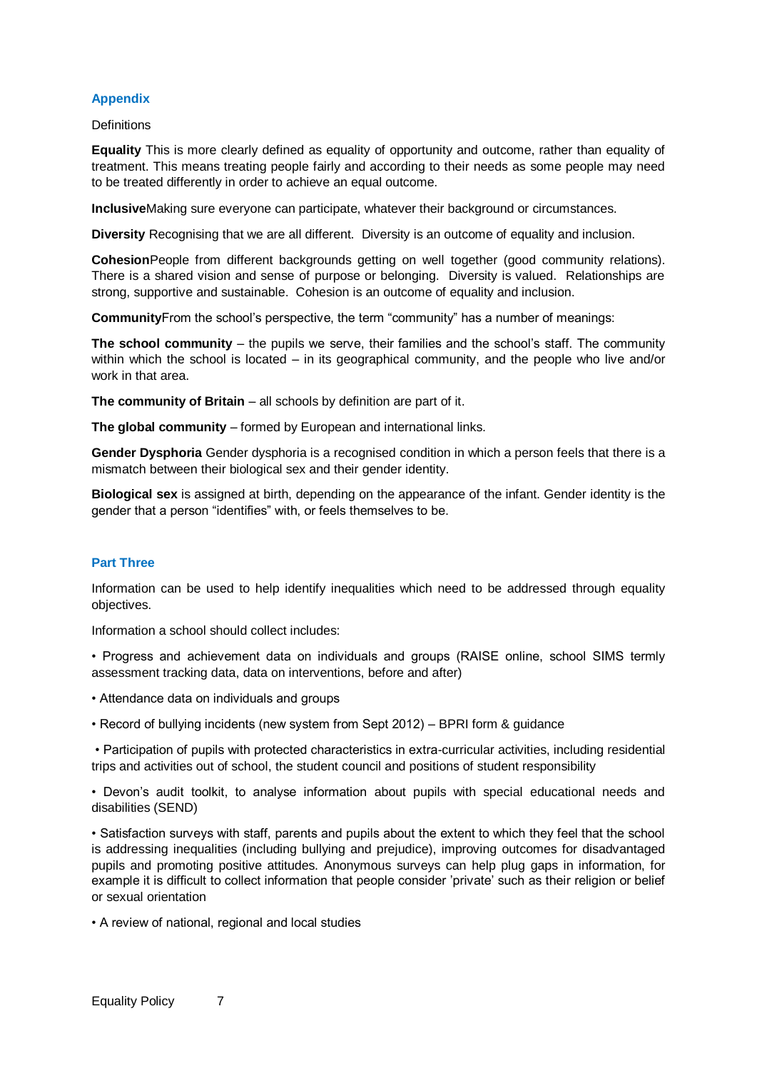## Appendix

Definitions

**Equality** This is more clearly defined as equality of opportunity and outcome, rather than equality of treatment. This means treating people fairly and according to their needs as some people may need to be treated differently in order to achieve an equal outcome.

**Inclusive**Making sure everyone can participate, whatever their background or circumstances.

**Diversity** Recognising that we are all different. Diversity is an outcome of equality and inclusion.

**Cohesion**People from different backgrounds getting on well together (good community relations). There is a shared vision and sense of purpose or belonging. Diversity is valued. Relationships are strong, supportive and sustainable. Cohesion is an outcome of equality and inclusion.

**Community**From the school's perspective, the term "community" has a number of meanings:

**The school community** – the pupils we serve, their families and the school's staff. The community within which the school is located – in its geographical community, and the people who live and/or work in that area.

**The community of Britain** – all schools by definition are part of it.

**The global community** – formed by European and international links.

**Gender Dysphoria** Gender dysphoria is a recognised condition in which a person feels that there is a mismatch between their biological sex and their gender identity.

**Biological sex** is assigned at birth, depending on the appearance of the infant. Gender identity is the gender that a person "identifies" with, or feels themselves to be.

## Part Three

Information can be used to help identify inequalities which need to be addressed through equality objectives.

Information a school should collect includes:

- Progress and achievement data on individuals and groups (RAISE online, school SIMS termly assessment tracking data, data on interventions, before and after)
- Attendance data on individuals and groups
- Record of bullying incidents (new system from Sept 2012) – BPRI form & guidance
- Participation of pupils with protected characteristics in extra-curricular activities, including residential trips and activities out of school, the student council and positions of student responsibility
- Devon's audit toolkit, to analyse information about pupils with special educational needs and disabilities (SEND)
- Satisfaction surveys with staff, parents and pupils about the extent to which they feel that the school is addressing inequalities (including bullying and prejudice), improving outcomes for disadvantaged pupils and promoting positive attitudes. Anonymous surveys can help plug gaps in information, for example it is difficult to collect information that people consider 'private' such as their religion or belief or sexual orientation
- A review of national, regional and local studies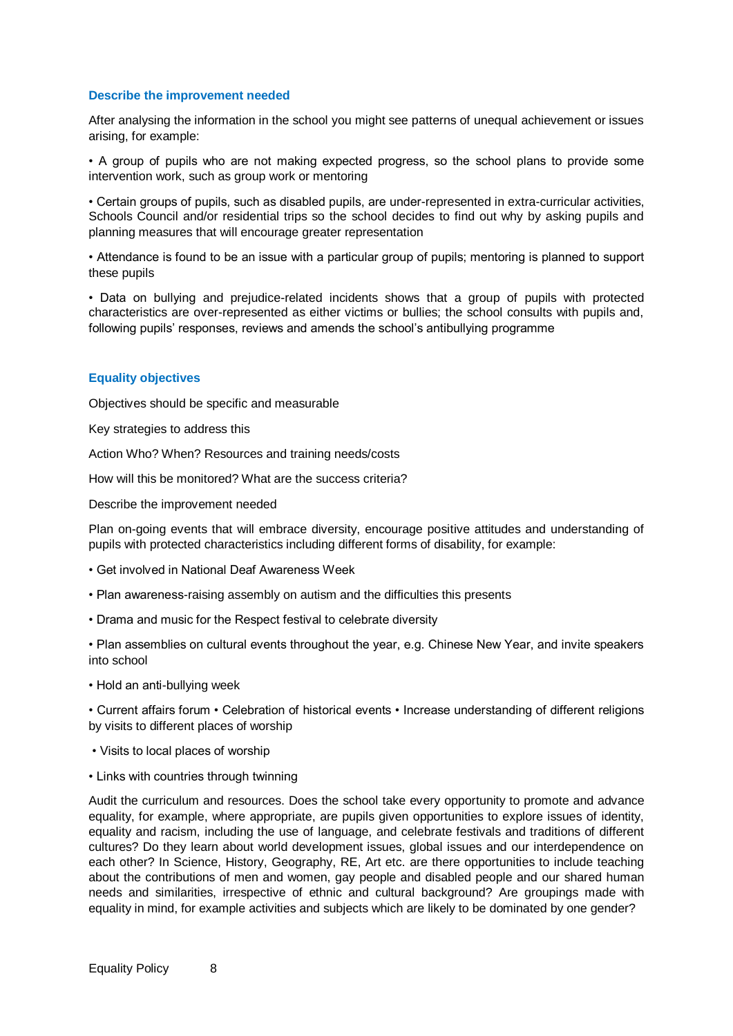### Describe the improvement needed

After analysing the information in the school you might see patterns of unequal achievement or issues arising, for example:

• A group of pupils who are not making expected progress, so the school plans to provide some intervention work, such as group work or mentoring

• Certain groups of pupils, such as disabled pupils, are under-represented in extra-curricular activities, Schools Council and/or residential trips so the school decides to find out why by asking pupils and planning measures that will encourage greater representation

• Attendance is found to be an issue with a particular group of pupils; mentoring is planned to support these pupils

• Data on bullying and prejudice-related incidents shows that a group of pupils with protected characteristics are over-represented as either victims or bullies; the school consults with pupils and, following pupils' responses, reviews and amends the school's antibullying programme

### Equality objectives

Objectives should be specific and measurable

Key strategies to address this

Action Who? When? Resources and training needs/costs

How will this be monitored? What are the success criteria?

Describe the improvement needed

Plan on-going events that will embrace diversity, encourage positive attitudes and understanding of pupils with protected characteristics including different forms of disability, for example:

• Get involved in National Deaf Awareness Week

• Plan awareness-raising assembly on autism and the difficulties this presents

• Drama and music for the Respect festival to celebrate diversity

• Plan assemblies on cultural events throughout the year, e.g. Chinese New Year, and invite speakers into school

• Hold an anti-bullying week

• Current affairs forum • Celebration of historical events • Increase understanding of different religions by visits to different places of worship

• Visits to local places of worship

• Links with countries through twinning

Audit the curriculum and resources. Does the school take every opportunity to promote and advance equality, for example, where appropriate, are pupils given opportunities to explore issues of identity, equality and racism, including the use of language, and celebrate festivals and traditions of different cultures? Do they learn about world development issues, global issues and our interdependence on each other? In Science, History, Geography, RE, Art etc. are there opportunities to include teaching about the contributions of men and women, gay people and disabled people and our shared human needs and similarities, irrespective of ethnic and cultural background? Are groupings made with equality in mind, for example activities and subjects which are likely to be dominated by one gender?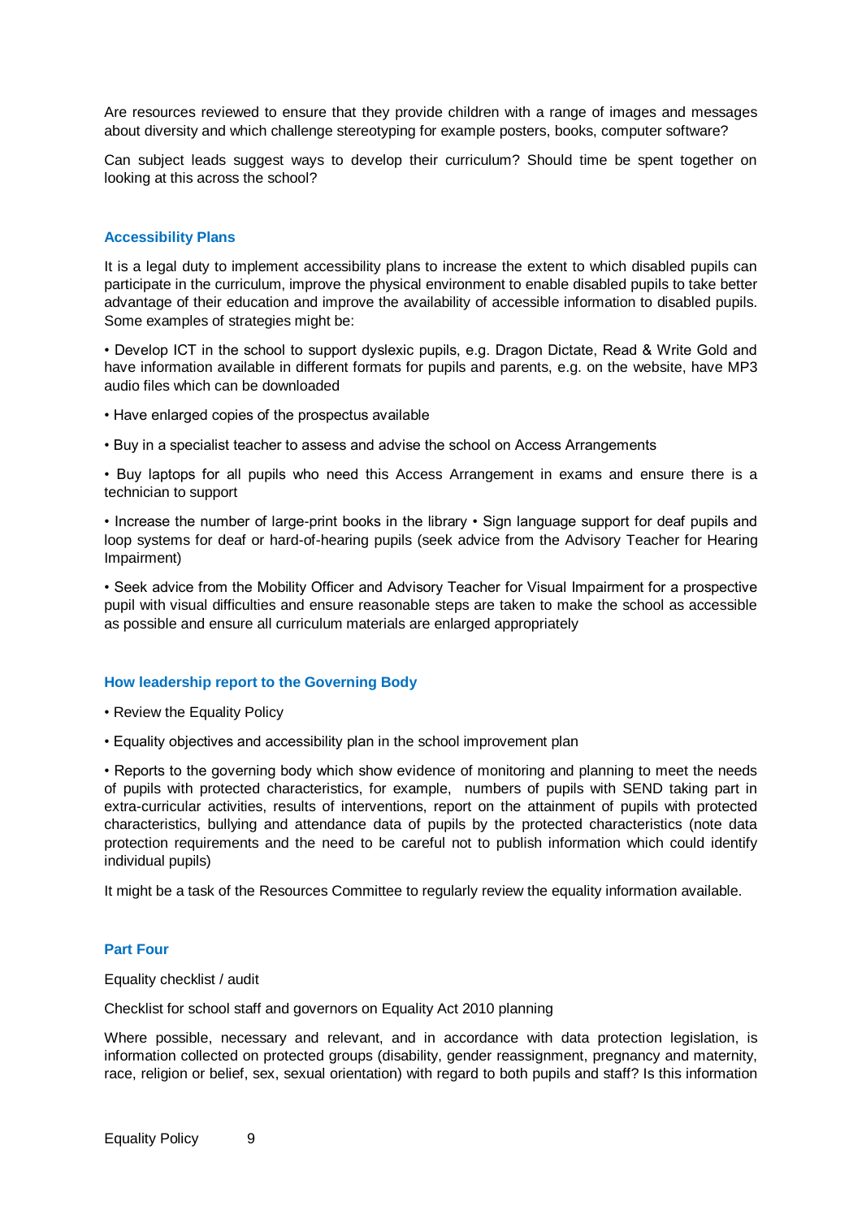Are resources reviewed to ensure that they provide children with a range of images and messages about diversity and which challenge stereotyping for example posters, books, computer software?

Can subject leads suggest ways to develop their curriculum? Should time be spent together on looking at this across the school?

### Accessibility Plans

It is a legal duty to implement accessibility plans to increase the extent to which disabled pupils can participate in the curriculum, improve the physical environment to enable disabled pupils to take better advantage of their education and improve the availability of accessible information to disabled pupils. Some examples of strategies might be:

• Develop ICT in the school to support dyslexic pupils, e.g. Dragon Dictate, Read & Write Gold and have information available in different formats for pupils and parents, e.g. on the website, have MP3 audio files which can be downloaded

• Have enlarged copies of the prospectus available

• Buy in a specialist teacher to assess and advise the school on Access Arrangements

• Buy laptops for all pupils who need this Access Arrangement in exams and ensure there is a technician to support

• Increase the number of large-print books in the library • Sign language support for deaf pupils and loop systems for deaf or hard-of-hearing pupils (seek advice from the Advisory Teacher for Hearing Impairment)

• Seek advice from the Mobility Officer and Advisory Teacher for Visual Impairment for a prospective pupil with visual difficulties and ensure reasonable steps are taken to make the school as accessible as possible and ensure all curriculum materials are enlarged appropriately

### How leadership report to the Governing Body

• Review the Equality Policy

• Equality objectives and accessibility plan in the school improvement plan

• Reports to the governing body which show evidence of monitoring and planning to meet the needs of pupils with protected characteristics, for example, numbers of pupils with SEND taking part in extra-curricular activities, results of interventions, report on the attainment of pupils with protected characteristics, bullying and attendance data of pupils by the protected characteristics (note data protection requirements and the need to be careful not to publish information which could identify individual pupils)

It might be a task of the Resources Committee to regularly review the equality information available.

### Part Four

Equality checklist / audit

Checklist for school staff and governors on Equality Act 2010 planning

Where possible, necessary and relevant, and in accordance with data protection legislation, is information collected on protected groups (disability, gender reassignment, pregnancy and maternity, race, religion or belief, sex, sexual orientation) with regard to both pupils and staff? Is this information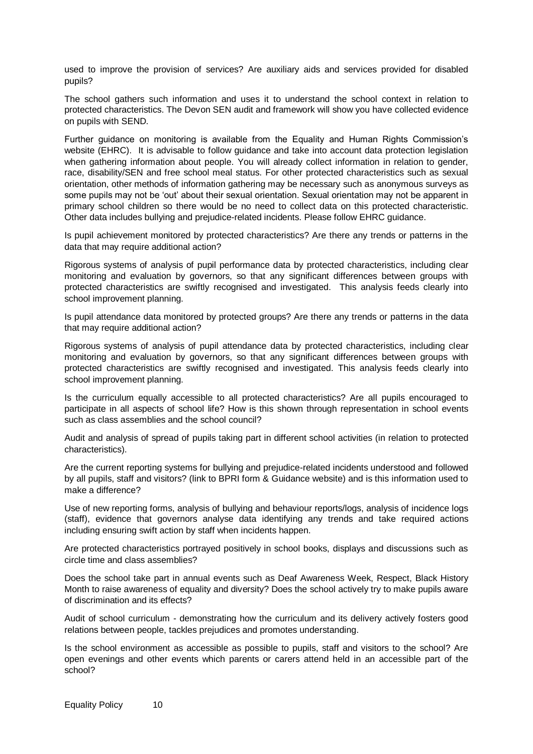used to improve the provision of services? Are auxiliary aids and services provided for disabled pupils?

The school gathers such information and uses it to understand the school context in relation to protected characteristics. The Devon SEN audit and framework will show you have collected evidence on pupils with SEND.

Further guidance on monitoring is available from the Equality and Human Rights Commission's website (EHRC). It is advisable to follow guidance and take into account data protection legislation when gathering information about people. You will already collect information in relation to gender, race, disability/SEN and free school meal status. For other protected characteristics such as sexual orientation, other methods of information gathering may be necessary such as anonymous surveys as some pupils may not be 'out' about their sexual orientation. Sexual orientation may not be apparent in primary school children so there would be no need to collect data on this protected characteristic. Other data includes bullying and prejudice-related incidents. Please follow EHRC guidance.

Is pupil achievement monitored by protected characteristics? Are there any trends or patterns in the data that may require additional action?

Rigorous systems of analysis of pupil performance data by protected characteristics, including clear monitoring and evaluation by governors, so that any significant differences between groups with protected characteristics are swiftly recognised and investigated. This analysis feeds clearly into school improvement planning.

Is pupil attendance data monitored by protected groups? Are there any trends or patterns in the data that may require additional action?

Rigorous systems of analysis of pupil attendance data by protected characteristics, including clear monitoring and evaluation by governors, so that any significant differences between groups with protected characteristics are swiftly recognised and investigated. This analysis feeds clearly into school improvement planning.

Is the curriculum equally accessible to all protected characteristics? Are all pupils encouraged to participate in all aspects of school life? How is this shown through representation in school events such as class assemblies and the school council?

Audit and analysis of spread of pupils taking part in different school activities (in relation to protected characteristics).

Are the current reporting systems for bullying and prejudice-related incidents understood and followed by all pupils, staff and visitors? (link to BPRI form & Guidance website) and is this information used to make a difference?

Use of new reporting forms, analysis of bullying and behaviour reports/logs, analysis of incidence logs (staff), evidence that governors analyse data identifying any trends and take required actions including ensuring swift action by staff when incidents happen.

Are protected characteristics portrayed positively in school books, displays and discussions such as circle time and class assemblies?

Does the school take part in annual events such as Deaf Awareness Week, Respect, Black History Month to raise awareness of equality and diversity? Does the school actively try to make pupils aware of discrimination and its effects?

Audit of school curriculum - demonstrating how the curriculum and its delivery actively fosters good relations between people, tackles prejudices and promotes understanding.

Is the school environment as accessible as possible to pupils, staff and visitors to the school? Are open evenings and other events which parents or carers attend held in an accessible part of the school?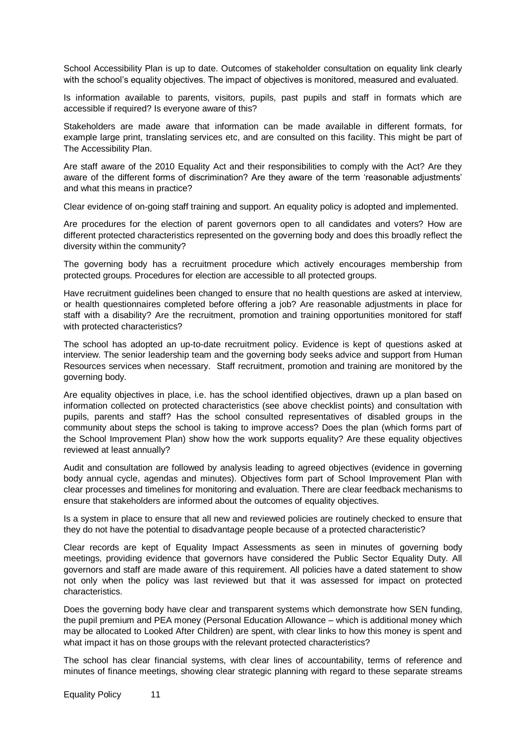School Accessibility Plan is up to date. Outcomes of stakeholder consultation on equality link clearly with the school's equality objectives. The impact of objectives is monitored, measured and evaluated.

Is information available to parents, visitors, pupils, past pupils and staff in formats which are accessible if required? Is everyone aware of this?

Stakeholders are made aware that information can be made available in different formats, for example large print, translating services etc, and are consulted on this facility. This might be part of The Accessibility Plan.

Are staff aware of the 2010 Equality Act and their responsibilities to comply with the Act? Are they aware of the different forms of discrimination? Are they aware of the term 'reasonable adjustments' and what this means in practice?

Clear evidence of on-going staff training and support. An equality policy is adopted and implemented.

Are procedures for the election of parent governors open to all candidates and voters? How are different protected characteristics represented on the governing body and does this broadly reflect the diversity within the community?

The governing body has a recruitment procedure which actively encourages membership from protected groups. Procedures for election are accessible to all protected groups.

Have recruitment guidelines been changed to ensure that no health questions are asked at interview, or health questionnaires completed before offering a job? Are reasonable adjustments in place for staff with a disability? Are the recruitment, promotion and training opportunities monitored for staff with protected characteristics?

The school has adopted an up-to-date recruitment policy. Evidence is kept of questions asked at interview. The senior leadership team and the governing body seeks advice and support from Human Resources services when necessary. Staff recruitment, promotion and training are monitored by the governing body.

Are equality objectives in place, i.e. has the school identified objectives, drawn up a plan based on information collected on protected characteristics (see above checklist points) and consultation with pupils, parents and staff? Has the school consulted representatives of disabled groups in the community about steps the school is taking to improve access? Does the plan (which forms part of the School Improvement Plan) show how the work supports equality? Are these equality objectives reviewed at least annually?

Audit and consultation are followed by analysis leading to agreed objectives (evidence in governing body annual cycle, agendas and minutes). Objectives form part of School Improvement Plan with clear processes and timelines for monitoring and evaluation. There are clear feedback mechanisms to ensure that stakeholders are informed about the outcomes of equality objectives.

Is a system in place to ensure that all new and reviewed policies are routinely checked to ensure that they do not have the potential to disadvantage people because of a protected characteristic?

Clear records are kept of Equality Impact Assessments as seen in minutes of governing body meetings, providing evidence that governors have considered the Public Sector Equality Duty. All governors and staff are made aware of this requirement. All policies have a dated statement to show not only when the policy was last reviewed but that it was assessed for impact on protected characteristics.

Does the governing body have clear and transparent systems which demonstrate how SEN funding, the pupil premium and PEA money (Personal Education Allowance – which is additional money which may be allocated to Looked After Children) are spent, with clear links to how this money is spent and what impact it has on those groups with the relevant protected characteristics?

The school has clear financial systems, with clear lines of accountability, terms of reference and minutes of finance meetings, showing clear strategic planning with regard to these separate streams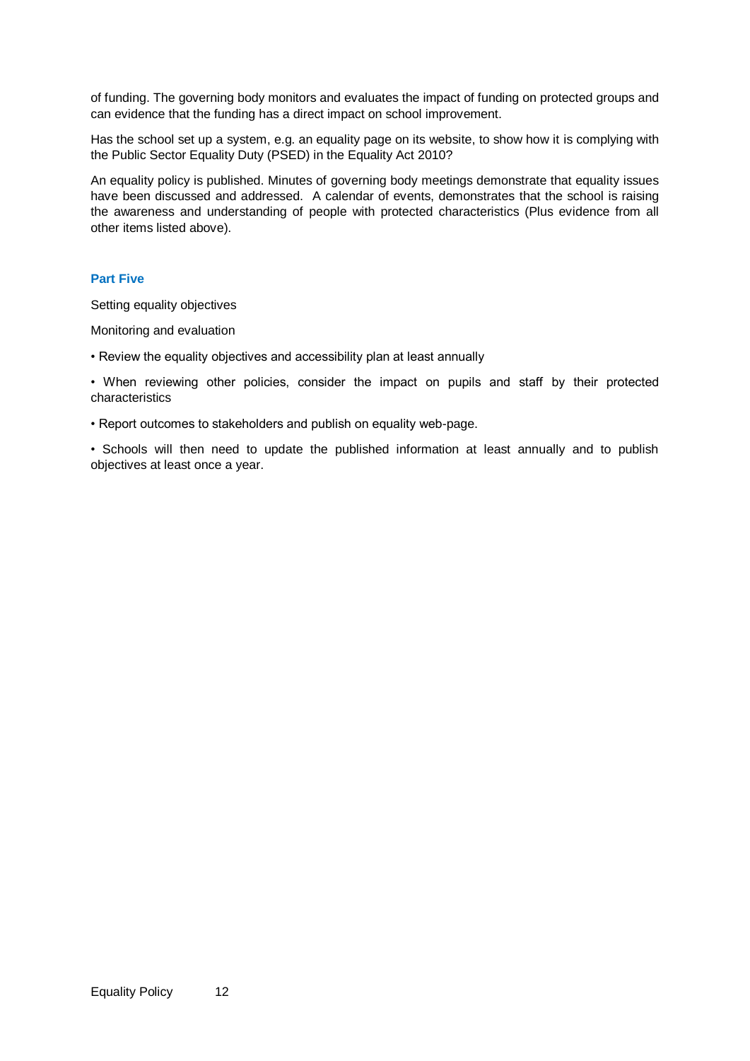of funding. The governing body monitors and evaluates the impact of funding on protected groups and can evidence that the funding has a direct impact on school improvement.

Has the school set up a system, e.g. an equality page on its website, to show how it is complying with the Public Sector Equality Duty (PSED) in the Equality Act 2010?

An equality policy is published. Minutes of governing body meetings demonstrate that equality issues have been discussed and addressed. A calendar of events, demonstrates that the school is raising the awareness and understanding of people with protected characteristics (Plus evidence from all other items listed above).

## Part Five

Setting equality objectives

Monitoring and evaluation

- Review the equality objectives and accessibility plan at least annually
- When reviewing other policies, consider the impact on pupils and staff by their protected characteristics
- Report outcomes to stakeholders and publish on equality web-page.
- Schools will then need to update the published information at least annually and to publish objectives at least once a year.